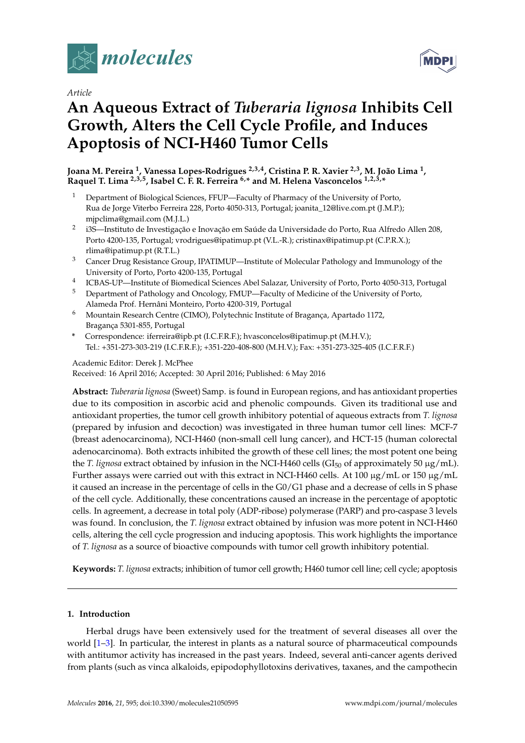Article

# An Aqueous Extract of *Tuberaria lignosa* Inhibits Cell Growth, Alters the Cell Cycle Profile, and Induces Apoptosis of NCI-H460 Tumor Cells

**Joana M. Pereira [1], Vanessa Lopes-Rodrigues [2,3,4], Cristina P. R. Xavier [2,3], M. João Lima [1], Raquel T. Lima [2,3,5], Isabel C. F. R. Ferreira [6,*] and M. Helena Vasconcelos [1,2,3,*]**

1. Department of Biological Sciences, FFUP—Faculty of Pharmacy of the University of Porto, Rua de Jorge Viterbo Ferreira 228, Porto 4050-313, Portugal; joanita_12@live.com.pt (J.M.P.); mjpclima@gmail.com (M.J.L.)
2. i3S—Instituto de Investigação e Inovação em Saúde da Universidade do Porto, Rua Alfredo Allen 208, Porto 4200-135, Portugal; vrodrigues@ipatimup.pt (V.L.-R.); cristinax@ipatimup.pt (C.P.R.X.); rlima@ipatimup.pt (R.T.L.)
3. Cancer Drug Resistance Group, IPATIMUP—Institute of Molecular Pathology and Immunology of the University of Porto, Porto 4200-135, Portugal
4. ICBAS-UP—Institute of Biomedical Sciences Abel Salazar, University of Porto, Porto 4050-313, Portugal
5. Department of Pathology and Oncology, FMUP—Faculty of Medicine of the University of Porto, Alameda Prof. Hernâni Monteiro, Porto 4200-319, Portugal
6. Mountain Research Centre (CIMO), Polytechnic Institute of Bragança, Apartado 1172, Bragança 5301-855, Portugal

\* Correspondence: iferreira@ipb.pt (I.C.F.R.F.); hvasconcelos@ipatimup.pt (M.H.V.); Tel.: +351-273-303-219 (I.C.F.R.F.); +351-220-408-800 (M.H.V.); Fax: +351-273-325-405 (I.C.F.R.F.)

Academic Editor: Derek J. McPhee

Received: 16 April 2016; Accepted: 30 April 2016; Published: 6 May 2016

**Abstract:** *Tuberaria lignosa* (Sweet) Samp. is found in European regions, and has antioxidant properties due to its composition in ascorbic acid and phenolic compounds. Given its traditional use and antioxidant properties, the tumor cell growth inhibitory potential of aqueous extracts from *T. lignosa* (prepared by infusion and decoction) was investigated in three human tumor cell lines: MCF-7 (breast adenocarcinoma), NCI-H460 (non-small cell lung cancer), and HCT-15 (human colorectal adenocarcinoma). Both extracts inhibited the growth of these cell lines; the most potent one being the *T. lignosa* extract obtained by infusion in the NCI-H460 cells ($GI_{50}$ of approximately 50 μg/mL). Further assays were carried out with this extract in NCI-H460 cells. At 100 μg/mL or 150 μg/mL it caused an increase in the percentage of cells in the G0/G1 phase and a decrease of cells in S phase of the cell cycle. Additionally, these concentrations caused an increase in the percentage of apoptotic cells. In agreement, a decrease in total poly (ADP-ribose) polymerase (PARP) and pro-caspase 3 levels was found. In conclusion, the *T. lignosa* extract obtained by infusion was more potent in NCI-H460 cells, altering the cell cycle progression and inducing apoptosis. This work highlights the importance of *T. lignosa* as a source of bioactive compounds with tumor cell growth inhibitory potential.

**Keywords:** *T. lignosa* extracts; inhibition of tumor cell growth; H460 tumor cell line; cell cycle; apoptosis

## 1. Introduction

Herbal drugs have been extensively used for the treatment of several diseases all over the world [1–3]. In particular, the interest in plants as a natural source of pharmaceutical compounds with antitumor activity has increased in the past years. Indeed, several anti-cancer agents derived from plants (such as vinca alkaloids, epipodophyllotoxins derivatives, taxanes, and the campothecin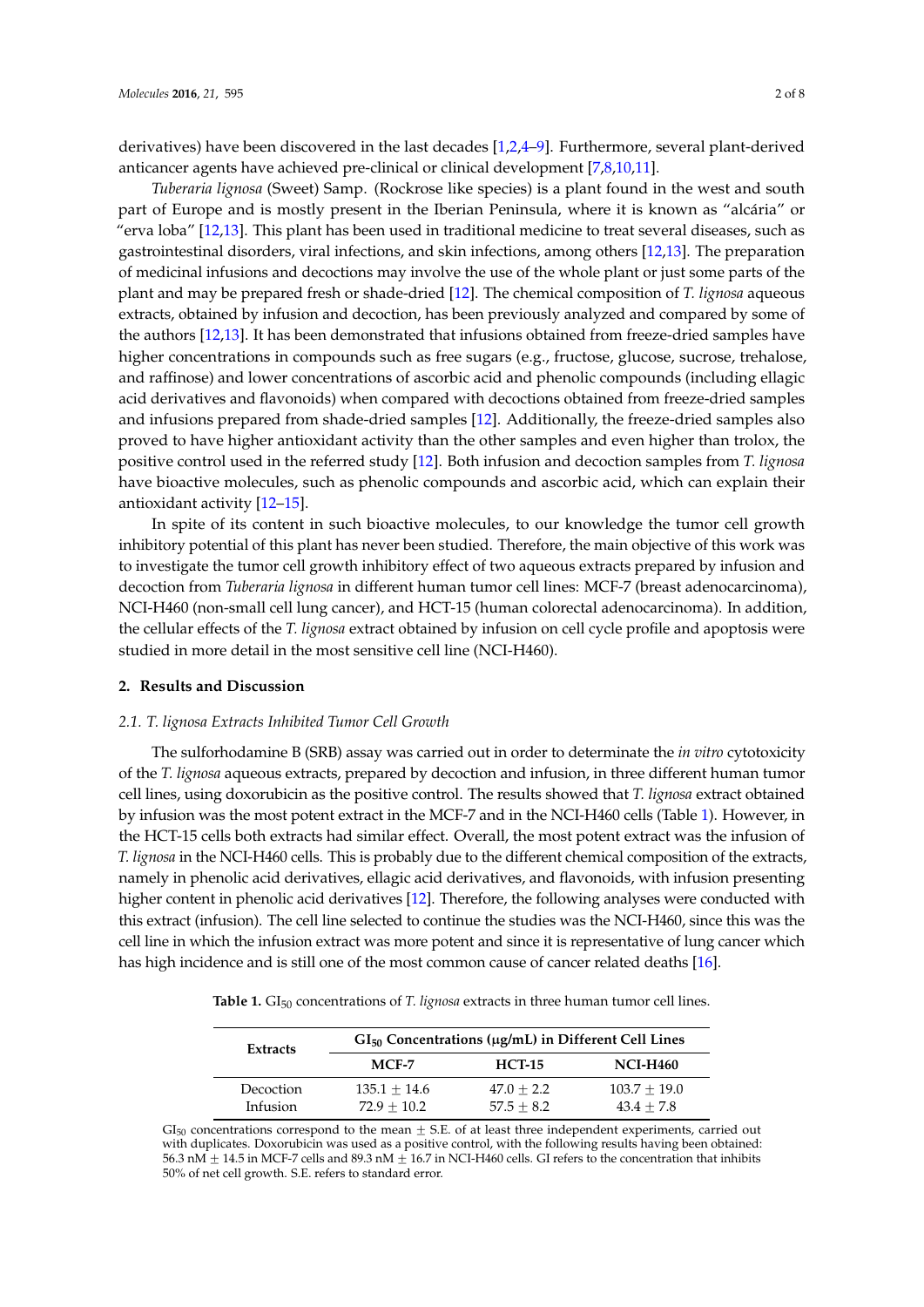derivatives) have been discovered in the last decades [1,2,4–9]. Furthermore, several plant-derived anticancer agents have achieved pre-clinical or clinical development [7,8,10,11].

*Tuberaria lignosa* (Sweet) Samp. (Rockrose like species) is a plant found in the west and south part of Europe and is mostly present in the Iberian Peninsula, where it is known as "alcária" or "erva loba" [12,13]. This plant has been used in traditional medicine to treat several diseases, such as gastrointestinal disorders, viral infections, and skin infections, among others [12,13]. The preparation of medicinal infusions and decoctions may involve the use of the whole plant or just some parts of the plant and may be prepared fresh or shade-dried [12]. The chemical composition of *T. lignosa* aqueous extracts, obtained by infusion and decoction, has been previously analyzed and compared by some of the authors [12,13]. It has been demonstrated that infusions obtained from freeze-dried samples have higher concentrations in compounds such as free sugars (e.g., fructose, glucose, sucrose, trehalose, and raffinose) and lower concentrations of ascorbic acid and phenolic compounds (including ellagic acid derivatives and flavonoids) when compared with decoctions obtained from freeze-dried samples and infusions prepared from shade-dried samples [12]. Additionally, the freeze-dried samples also proved to have higher antioxidant activity than the other samples and even higher than trolox, the positive control used in the referred study [12]. Both infusion and decoction samples from *T. lignosa* have bioactive molecules, such as phenolic compounds and ascorbic acid, which can explain their antioxidant activity [12–15].

In spite of its content in such bioactive molecules, to our knowledge the tumor cell growth inhibitory potential of this plant has never been studied. Therefore, the main objective of this work was to investigate the tumor cell growth inhibitory effect of two aqueous extracts prepared by infusion and decoction from *Tuberaria lignosa* in different human tumor cell lines: MCF-7 (breast adenocarcinoma), NCI-H460 (non-small cell lung cancer), and HCT-15 (human colorectal adenocarcinoma). In addition, the cellular effects of the *T. lignosa* extract obtained by infusion on cell cycle profile and apoptosis were studied in more detail in the most sensitive cell line (NCI-H460).

## 2. Results and Discussion

### 2.1. *T. lignosa* Extracts Inhibited Tumor Cell Growth

The sulforhodamine B (SRB) assay was carried out in order to determinate the *in vitro* cytotoxicity of the *T. lignosa* aqueous extracts, prepared by decoction and infusion, in three different human tumor cell lines, using doxorubicin as the positive control. The results showed that *T. lignosa* extract obtained by infusion was the most potent extract in the MCF-7 and in the NCI-H460 cells (Table 1). However, in the HCT-15 cells both extracts had similar effect. Overall, the most potent extract was the infusion of *T. lignosa* in the NCI-H460 cells. This is probably due to the different chemical composition of the extracts, namely in phenolic acid derivatives, ellagic acid derivatives, and flavonoids, with infusion presenting higher content in phenolic acid derivatives [12]. Therefore, the following analyses were conducted with this extract (infusion). The cell line selected to continue the studies was the NCI-H460, since this was the cell line in which the infusion extract was more potent and since it is representative of lung cancer which has high incidence and is still one of the most common cause of cancer related deaths [16].

**Table 1.** $GI_{50}$ concentrations of *T. lignosa* extracts in three human tumor cell lines.

| Extracts | $GI_{50}$ Concentrations (μg/mL) in Different Cell Lines | | |
|---|---|---|---|
| | MCF-7 | HCT-15 | NCI-H460 |
| Decoction | 135.1 ± 14.6 | 47.0 ± 2.2 | 103.7 ± 19.0 |
| Infusion | 72.9 ± 10.2 | 57.5 ± 8.2 | 43.4 ± 7.8 |

$GI_{50}$ concentrations correspond to the mean ± S.E. of at least three independent experiments, carried out with duplicates. Doxorubicin was used as a positive control, with the following results having been obtained: 56.3 nM ± 14.5 in MCF-7 cells and 89.3 nM ± 16.7 in NCI-H460 cells. GI refers to the concentration that inhibits 50% of net cell growth. S.E. refers to standard error.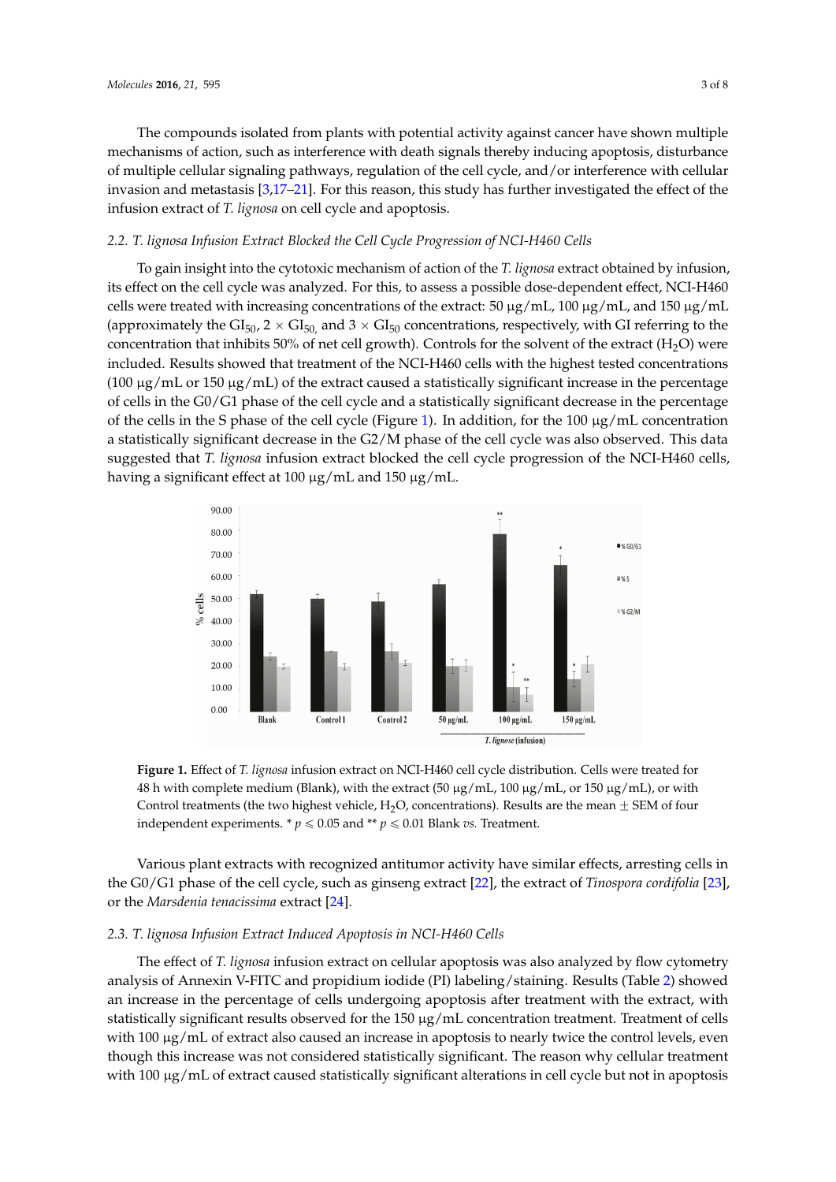The compounds isolated from plants with potential activity against cancer have shown multiple mechanisms of action, such as interference with death signals thereby inducing apoptosis, disturbance of multiple cellular signaling pathways, regulation of the cell cycle, and/or interference with cellular invasion and metastasis [3,17–21]. For this reason, this study has further investigated the effect of the infusion extract of *T. lignosa* on cell cycle and apoptosis.

### 2.2. *T. lignosa* Infusion Extract Blocked the Cell Cycle Progression of NCI-H460 Cells

To gain insight into the cytotoxic mechanism of action of the *T. lignosa* extract obtained by infusion, its effect on the cell cycle was analyzed. For this, to assess a possible dose-dependent effect, NCI-H460 cells were treated with increasing concentrations of the extract: 50 µg/mL, 100 µg/mL, and 150 µg/mL (approximately the $GI_{50}$, $2 \times GI_{50}$, and $3 \times GI_{50}$ concentrations, respectively, with GI referring to the concentration that inhibits 50% of net cell growth). Controls for the solvent of the extract ($H_2O$) were included. Results showed that treatment of the NCI-H460 cells with the highest tested concentrations (100 µg/mL or 150 µg/mL) of the extract caused a statistically significant increase in the percentage of cells in the G0/G1 phase of the cell cycle and a statistically significant decrease in the percentage of the cells in the S phase of the cell cycle (Figure 1). In addition, for the 100 µg/mL concentration a statistically significant decrease in the G2/M phase of the cell cycle was also observed. This data suggested that *T. lignosa* infusion extract blocked the cell cycle progression of the NCI-H460 cells, having a significant effect at 100 µg/mL and 150 µg/mL.

**Figure 1.** Effect of *T. lignosa* infusion extract on NCI-H460 cell cycle distribution. Cells were treated for 48 h with complete medium (Blank), with the extract (50 µg/mL, 100 µg/mL, or 150 µg/mL), or with Control treatments (the two highest vehicle, $H_2O$, concentrations). Results are the mean ± SEM of four independent experiments. * $p \leqslant 0.05$ and ** $p \leqslant 0.01$ Blank *vs.* Treatment.

Various plant extracts with recognized antitumor activity have similar effects, arresting cells in the G0/G1 phase of the cell cycle, such as ginseng extract [22], the extract of *Tinospora cordifolia* [23], or the *Marsdenia tenacissima* extract [24].

### 2.3. *T. lignosa* Infusion Extract Induced Apoptosis in NCI-H460 Cells

The effect of *T. lignosa* infusion extract on cellular apoptosis was also analyzed by flow cytometry analysis of Annexin V-FITC and propidium iodide (PI) labeling/staining. Results (Table 2) showed an increase in the percentage of cells undergoing apoptosis after treatment with the extract, with statistically significant results observed for the 150 µg/mL concentration treatment. Treatment of cells with 100 µg/mL of extract also caused an increase in apoptosis to nearly twice the control levels, even though this increase was not considered statistically significant. The reason why cellular treatment with 100 µg/mL of extract caused statistically significant alterations in cell cycle but not in apoptosis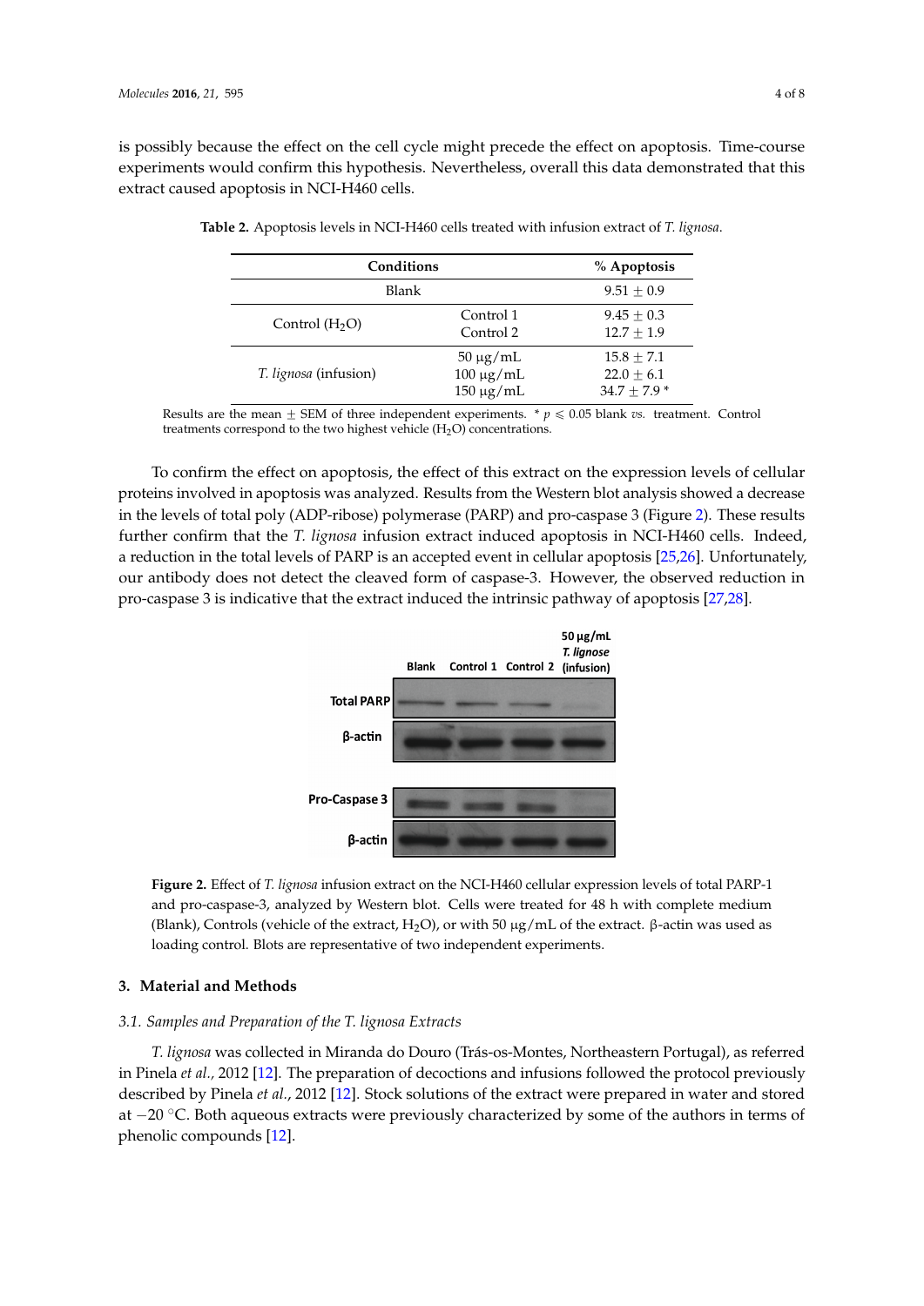is possibly because the effect on the cell cycle might precede the effect on apoptosis. Time-course experiments would confirm this hypothesis. Nevertheless, overall this data demonstrated that this extract caused apoptosis in NCI-H460 cells.

**Table 2.** Apoptosis levels in NCI-H460 cells treated with infusion extract of *T. lignosa*.

| Conditions | | % Apoptosis |
|---|---|---|
| Blank | | 9.51 ± 0.9 |
| Control ($H_2O$) | Control 1 | 9.45 ± 0.3 |
| | Control 2 | 12.7 ± 1.9 |
| *T. lignosa* (infusion) | 50 µg/mL | 15.8 ± 7.1 |
| | 100 µg/mL | 22.0 ± 6.1 |
| | 150 µg/mL | 34.7 ± 7.9 * |

Results are the mean ± SEM of three independent experiments. * $p \leqslant 0.05$ blank *vs.* treatment. Control treatments correspond to the two highest vehicle ($H_2O$) concentrations.

To confirm the effect on apoptosis, the effect of this extract on the expression levels of cellular proteins involved in apoptosis was analyzed. Results from the Western blot analysis showed a decrease in the levels of total poly (ADP-ribose) polymerase (PARP) and pro-caspase 3 (Figure 2). These results further confirm that the *T. lignosa* infusion extract induced apoptosis in NCI-H460 cells. Indeed, a reduction in the total levels of PARP is an accepted event in cellular apoptosis [25,26]. Unfortunately, our antibody does not detect the cleaved form of caspase-3. However, the observed reduction in pro-caspase 3 is indicative that the extract induced the intrinsic pathway of apoptosis [27,28].

**Figure 2.** Effect of *T. lignosa* infusion extract on the NCI-H460 cellular expression levels of total PARP-1 and pro-caspase-3, analyzed by Western blot. Cells were treated for 48 h with complete medium (Blank), Controls (vehicle of the extract, $H_2O$), or with 50 µg/mL of the extract. β-actin was used as loading control. Blots are representative of two independent experiments.

## 3. Material and Methods

### 3.1. Samples and Preparation of the T. lignosa Extracts

*T. lignosa* was collected in Miranda do Douro (Trás-os-Montes, Northeastern Portugal), as referred in Pinela *et al.*, 2012 [12]. The preparation of decoctions and infusions followed the protocol previously described by Pinela *et al.*, 2012 [12]. Stock solutions of the extract were prepared in water and stored at −20 °C. Both aqueous extracts were previously characterized by some of the authors in terms of phenolic compounds [12].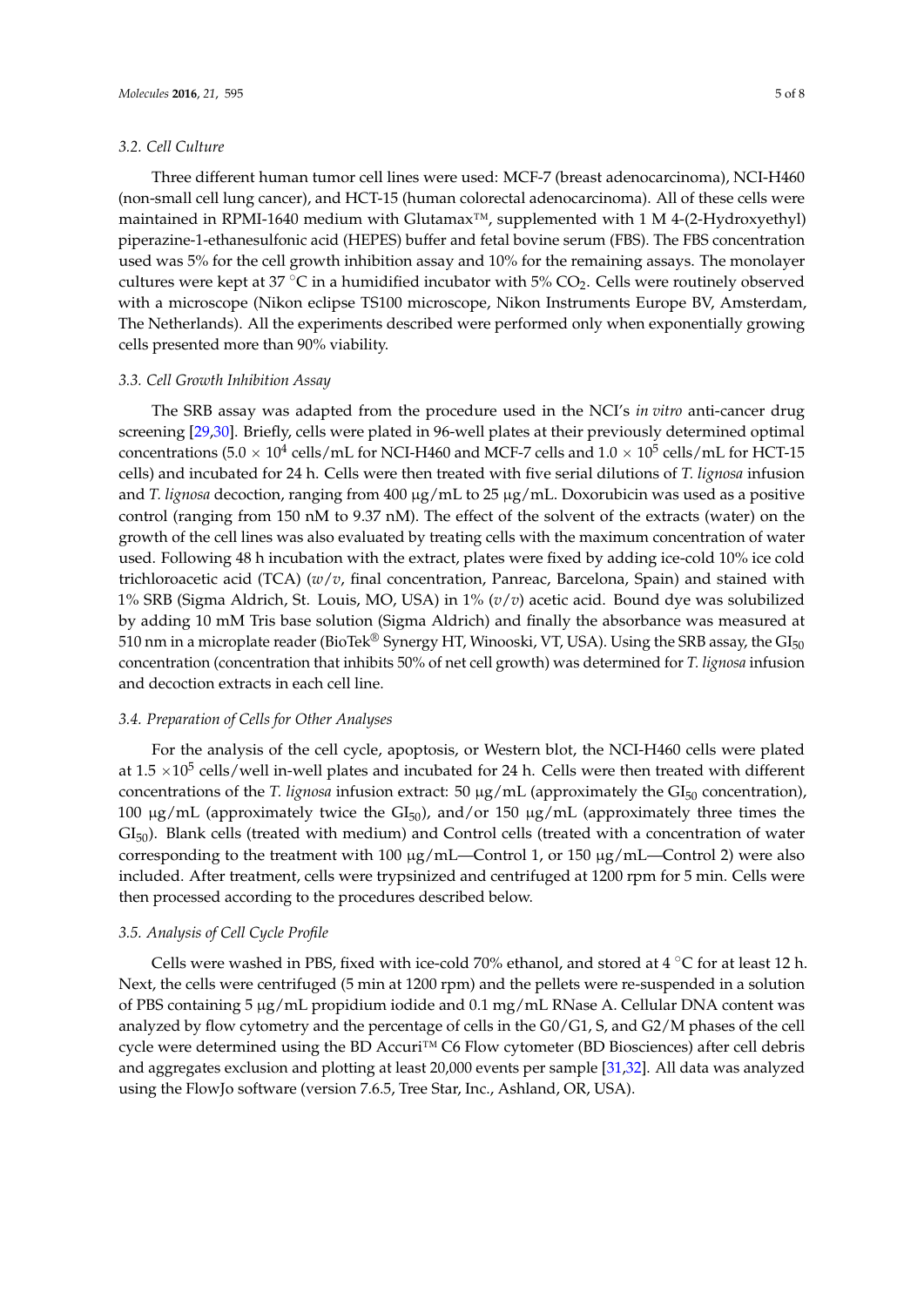### 3.2. Cell Culture

Three different human tumor cell lines were used: MCF-7 (breast adenocarcinoma), NCI-H460 (non-small cell lung cancer), and HCT-15 (human colorectal adenocarcinoma). All of these cells were maintained in RPMI-1640 medium with Glutamax™, supplemented with 1 M 4-(2-Hydroxyethyl) piperazine-1-ethanesulfonic acid (HEPES) buffer and fetal bovine serum (FBS). The FBS concentration used was 5% for the cell growth inhibition assay and 10% for the remaining assays. The monolayer cultures were kept at 37 °C in a humidified incubator with 5% $CO_2$. Cells were routinely observed with a microscope (Nikon eclipse TS100 microscope, Nikon Instruments Europe BV, Amsterdam, The Netherlands). All the experiments described were performed only when exponentially growing cells presented more than 90% viability.

### 3.3. Cell Growth Inhibition Assay

The SRB assay was adapted from the procedure used in the NCI's *in vitro* anti-cancer drug screening [29,30]. Briefly, cells were plated in 96-well plates at their previously determined optimal concentrations ($5.0 \times 10^4$ cells/mL for NCI-H460 and MCF-7 cells and $1.0 \times 10^5$ cells/mL for HCT-15 cells) and incubated for 24 h. Cells were then treated with five serial dilutions of *T. lignosa* infusion and *T. lignosa* decoction, ranging from 400 µg/mL to 25 µg/mL. Doxorubicin was used as a positive control (ranging from 150 nM to 9.37 nM). The effect of the solvent of the extracts (water) on the growth of the cell lines was also evaluated by treating cells with the maximum concentration of water used. Following 48 h incubation with the extract, plates were fixed by adding ice-cold 10% ice cold trichloroacetic acid (TCA) (*w*/*v*, final concentration, Panreac, Barcelona, Spain) and stained with 1% SRB (Sigma Aldrich, St. Louis, MO, USA) in 1% (*v*/*v*) acetic acid. Bound dye was solubilized by adding 10 mM Tris base solution (Sigma Aldrich) and finally the absorbance was measured at 510 nm in a microplate reader (BioTek® Synergy HT, Winooski, VT, USA). Using the SRB assay, the $GI_{50}$ concentration (concentration that inhibits 50% of net cell growth) was determined for *T. lignosa* infusion and decoction extracts in each cell line.

### 3.4. Preparation of Cells for Other Analyses

For the analysis of the cell cycle, apoptosis, or Western blot, the NCI-H460 cells were plated at $1.5 \times 10^5$ cells/well in-well plates and incubated for 24 h. Cells were then treated with different concentrations of the *T. lignosa* infusion extract: 50 µg/mL (approximately the $GI_{50}$ concentration), 100 µg/mL (approximately twice the $GI_{50}$), and/or 150 µg/mL (approximately three times the $GI_{50}$). Blank cells (treated with medium) and Control cells (treated with a concentration of water corresponding to the treatment with 100 µg/mL—Control 1, or 150 µg/mL—Control 2) were also included. After treatment, cells were trypsinized and centrifuged at 1200 rpm for 5 min. Cells were then processed according to the procedures described below.

### 3.5. Analysis of Cell Cycle Profile

Cells were washed in PBS, fixed with ice-cold 70% ethanol, and stored at 4 °C for at least 12 h. Next, the cells were centrifuged (5 min at 1200 rpm) and the pellets were re-suspended in a solution of PBS containing 5 µg/mL propidium iodide and 0.1 mg/mL RNase A. Cellular DNA content was analyzed by flow cytometry and the percentage of cells in the G0/G1, S, and G2/M phases of the cell cycle were determined using the BD Accuri™ C6 Flow cytometer (BD Biosciences) after cell debris and aggregates exclusion and plotting at least 20,000 events per sample [31,32]. All data was analyzed using the FlowJo software (version 7.6.5, Tree Star, Inc., Ashland, OR, USA).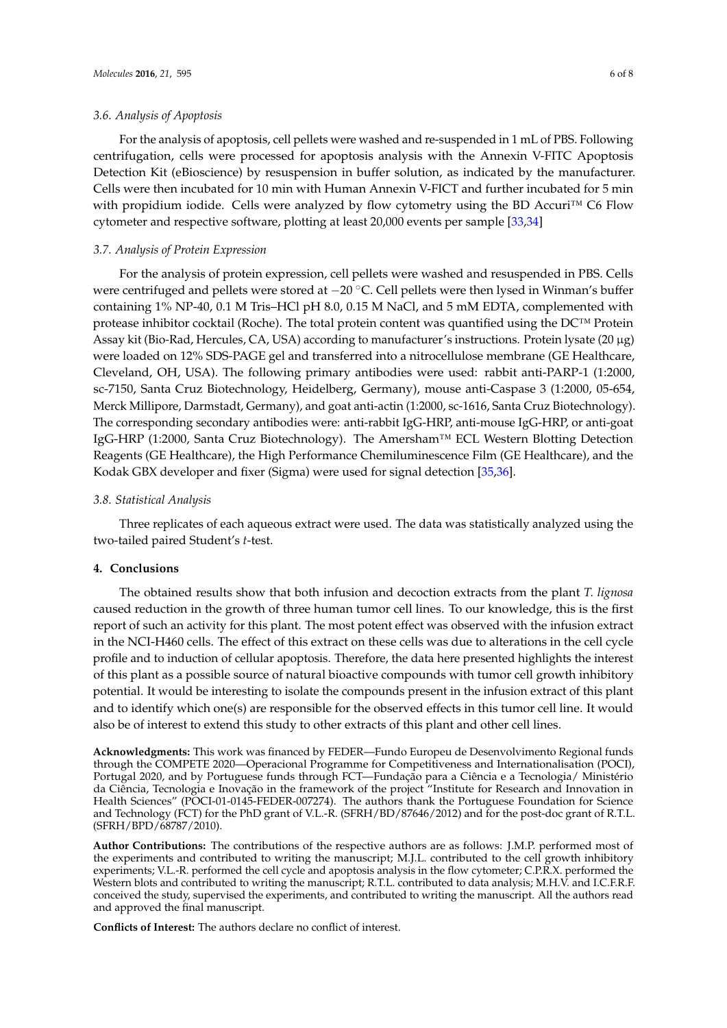### 3.6. Analysis of Apoptosis

For the analysis of apoptosis, cell pellets were washed and re-suspended in 1 mL of PBS. Following centrifugation, cells were processed for apoptosis analysis with the Annexin V-FITC Apoptosis Detection Kit (eBioscience) by resuspension in buffer solution, as indicated by the manufacturer. Cells were then incubated for 10 min with Human Annexin V-FICT and further incubated for 5 min with propidium iodide. Cells were analyzed by flow cytometry using the BD Accuri™ C6 Flow cytometer and respective software, plotting at least 20,000 events per sample [33,34]

### 3.7. Analysis of Protein Expression

For the analysis of protein expression, cell pellets were washed and resuspended in PBS. Cells were centrifuged and pellets were stored at −20 °C. Cell pellets were then lysed in Winman's buffer containing 1% NP-40, 0.1 M Tris–HCl pH 8.0, 0.15 M NaCl, and 5 mM EDTA, complemented with protease inhibitor cocktail (Roche). The total protein content was quantified using the DC™ Protein Assay kit (Bio-Rad, Hercules, CA, USA) according to manufacturer's instructions. Protein lysate (20 µg) were loaded on 12% SDS-PAGE gel and transferred into a nitrocellulose membrane (GE Healthcare, Cleveland, OH, USA). The following primary antibodies were used: rabbit anti-PARP-1 (1:2000, sc-7150, Santa Cruz Biotechnology, Heidelberg, Germany), mouse anti-Caspase 3 (1:2000, 05-654, Merck Millipore, Darmstadt, Germany), and goat anti-actin (1:2000, sc-1616, Santa Cruz Biotechnology). The corresponding secondary antibodies were: anti-rabbit IgG-HRP, anti-mouse IgG-HRP, or anti-goat IgG-HRP (1:2000, Santa Cruz Biotechnology). The Amersham™ ECL Western Blotting Detection Reagents (GE Healthcare), the High Performance Chemiluminescence Film (GE Healthcare), and the Kodak GBX developer and fixer (Sigma) were used for signal detection [35,36].

### 3.8. Statistical Analysis

Three replicates of each aqueous extract were used. The data was statistically analyzed using the two-tailed paired Student's *t*-test.

## 4. Conclusions

The obtained results show that both infusion and decoction extracts from the plant *T. lignosa* caused reduction in the growth of three human tumor cell lines. To our knowledge, this is the first report of such an activity for this plant. The most potent effect was observed with the infusion extract in the NCI-H460 cells. The effect of this extract on these cells was due to alterations in the cell cycle profile and to induction of cellular apoptosis. Therefore, the data here presented highlights the interest of this plant as a possible source of natural bioactive compounds with tumor cell growth inhibitory potential. It would be interesting to isolate the compounds present in the infusion extract of this plant and to identify which one(s) are responsible for the observed effects in this tumor cell line. It would also be of interest to extend this study to other extracts of this plant and other cell lines.

**Acknowledgments:** This work was financed by FEDER—Fundo Europeu de Desenvolvimento Regional funds through the COMPETE 2020—Operacional Programme for Competitiveness and Internationalisation (POCI), Portugal 2020, and by Portuguese funds through FCT—Fundação para a Ciência e a Tecnologia/ Ministério da Ciência, Tecnologia e Inovação in the framework of the project "Institute for Research and Innovation in Health Sciences" (POCI-01-0145-FEDER-007274). The authors thank the Portuguese Foundation for Science and Technology (FCT) for the PhD grant of V.L.-R. (SFRH/BD/87646/2012) and for the post-doc grant of R.T.L. (SFRH/BPD/68787/2010).

**Author Contributions:** The contributions of the respective authors are as follows: J.M.P. performed most of the experiments and contributed to writing the manuscript; M.J.L. contributed to the cell growth inhibitory experiments; V.L.-R. performed the cell cycle and apoptosis analysis in the flow cytometer; C.P.R.X. performed the Western blots and contributed to writing the manuscript; R.T.L. contributed to data analysis; M.H.V. and I.C.F.R.F. conceived the study, supervised the experiments, and contributed to writing the manuscript. All the authors read and approved the final manuscript.

**Conflicts of Interest:** The authors declare no conflict of interest.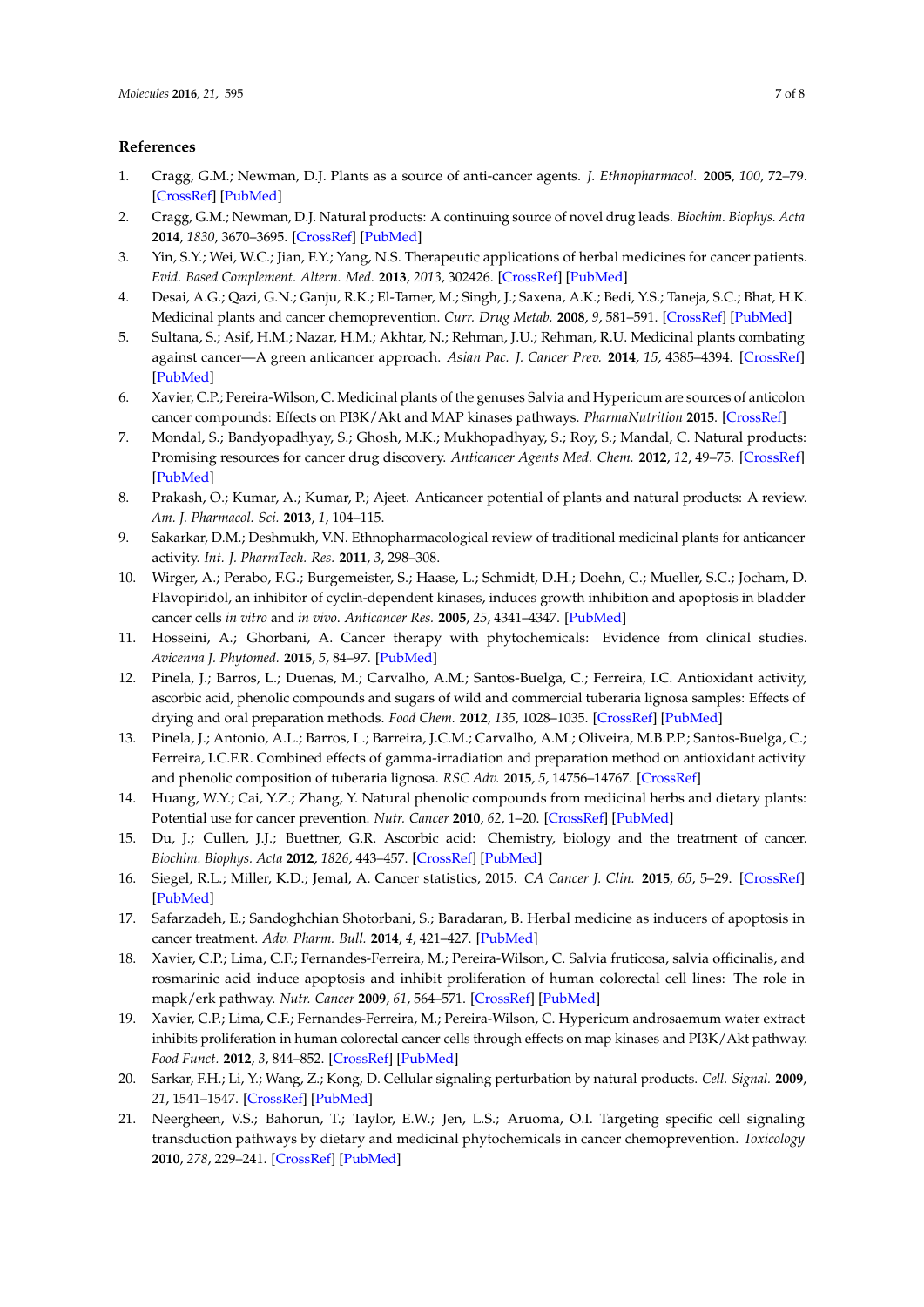## References

1. Cragg, G.M.; Newman, D.J. Plants as a source of anti-cancer agents. *J. Ethnopharmacol.* **2005**, *100*, 72–79. [CrossRef] [PubMed]
2. Cragg, G.M.; Newman, D.J. Natural products: A continuing source of novel drug leads. *Biochim. Biophys. Acta* **2014**, *1830*, 3670–3695. [CrossRef] [PubMed]
3. Yin, S.Y.; Wei, W.C.; Jian, F.Y.; Yang, N.S. Therapeutic applications of herbal medicines for cancer patients. *Evid. Based Complement. Altern. Med.* **2013**, *2013*, 302426. [CrossRef] [PubMed]
4. Desai, A.G.; Qazi, G.N.; Ganju, R.K.; El-Tamer, M.; Singh, J.; Saxena, A.K.; Bedi, Y.S.; Taneja, S.C.; Bhat, H.K. Medicinal plants and cancer chemoprevention. *Curr. Drug Metab.* **2008**, *9*, 581–591. [CrossRef] [PubMed]
5. Sultana, S.; Asif, H.M.; Nazar, H.M.; Akhtar, N.; Rehman, J.U.; Rehman, R.U. Medicinal plants combating against cancer—A green anticancer approach. *Asian Pac. J. Cancer Prev.* **2014**, *15*, 4385–4394. [CrossRef] [PubMed]
6. Xavier, C.P.; Pereira-Wilson, C. Medicinal plants of the genuses Salvia and Hypericum are sources of anticolon cancer compounds: Effects on PI3K/Akt and MAP kinases pathways. *PharmaNutrition* **2015**. [CrossRef]
7. Mondal, S.; Bandyopadhyay, S.; Ghosh, M.K.; Mukhopadhyay, S.; Roy, S.; Mandal, C. Natural products: Promising resources for cancer drug discovery. *Anticancer Agents Med. Chem.* **2012**, *12*, 49–75. [CrossRef] [PubMed]
8. Prakash, O.; Kumar, A.; Kumar, P.; Ajeet. Anticancer potential of plants and natural products: A review. *Am. J. Pharmacol. Sci.* **2013**, *1*, 104–115.
9. Sakarkar, D.M.; Deshmukh, V.N. Ethnopharmacological review of traditional medicinal plants for anticancer activity. *Int. J. PharmTech. Res.* **2011**, *3*, 298–308.
10. Wirger, A.; Perabo, F.G.; Burgemeister, S.; Haase, L.; Schmidt, D.H.; Doehn, C.; Mueller, S.C.; Jocham, D. Flavopiridol, an inhibitor of cyclin-dependent kinases, induces growth inhibition and apoptosis in bladder cancer cells *in vitro* and *in vivo*. *Anticancer Res.* **2005**, *25*, 4341–4347. [PubMed]
11. Hosseini, A.; Ghorbani, A. Cancer therapy with phytochemicals: Evidence from clinical studies. *Avicenna J. Phytomed.* **2015**, *5*, 84–97. [PubMed]
12. Pinela, J.; Barros, L.; Duenas, M.; Carvalho, A.M.; Santos-Buelga, C.; Ferreira, I.C. Antioxidant activity, ascorbic acid, phenolic compounds and sugars of wild and commercial tuberaria lignosa samples: Effects of drying and oral preparation methods. *Food Chem.* **2012**, *135*, 1028–1035. [CrossRef] [PubMed]
13. Pinela, J.; Antonio, A.L.; Barros, L.; Barreira, J.C.M.; Carvalho, A.M.; Oliveira, M.B.P.P.; Santos-Buelga, C.; Ferreira, I.C.F.R. Combined effects of gamma-irradiation and preparation method on antioxidant activity and phenolic composition of tuberaria lignosa. *RSC Adv.* **2015**, *5*, 14756–14767. [CrossRef]
14. Huang, W.Y.; Cai, Y.Z.; Zhang, Y. Natural phenolic compounds from medicinal herbs and dietary plants: Potential use for cancer prevention. *Nutr. Cancer* **2010**, *62*, 1–20. [CrossRef] [PubMed]
15. Du, J.; Cullen, J.J.; Buettner, G.R. Ascorbic acid: Chemistry, biology and the treatment of cancer. *Biochim. Biophys. Acta* **2012**, *1826*, 443–457. [CrossRef] [PubMed]
16. Siegel, R.L.; Miller, K.D.; Jemal, A. Cancer statistics, 2015. *CA Cancer J. Clin.* **2015**, *65*, 5–29. [CrossRef] [PubMed]
17. Safarzadeh, E.; Sandoghchian Shotorbani, S.; Baradaran, B. Herbal medicine as inducers of apoptosis in cancer treatment. *Adv. Pharm. Bull.* **2014**, *4*, 421–427. [PubMed]
18. Xavier, C.P.; Lima, C.F.; Fernandes-Ferreira, M.; Pereira-Wilson, C. Salvia fruticosa, salvia officinalis, and rosmarinic acid induce apoptosis and inhibit proliferation of human colorectal cell lines: The role in mapk/erk pathway. *Nutr. Cancer* **2009**, *61*, 564–571. [CrossRef] [PubMed]
19. Xavier, C.P.; Lima, C.F.; Fernandes-Ferreira, M.; Pereira-Wilson, C. Hypericum androsaemum water extract inhibits proliferation in human colorectal cancer cells through effects on map kinases and PI3K/Akt pathway. *Food Funct.* **2012**, *3*, 844–852. [CrossRef] [PubMed]
20. Sarkar, F.H.; Li, Y.; Wang, Z.; Kong, D. Cellular signaling perturbation by natural products. *Cell. Signal.* **2009**, *21*, 1541–1547. [CrossRef] [PubMed]
21. Neergheen, V.S.; Bahorun, T.; Taylor, E.W.; Jen, L.S.; Aruoma, O.I. Targeting specific cell signaling transduction pathways by dietary and medicinal phytochemicals in cancer chemoprevention. *Toxicology* **2010**, *278*, 229–241. [CrossRef] [PubMed]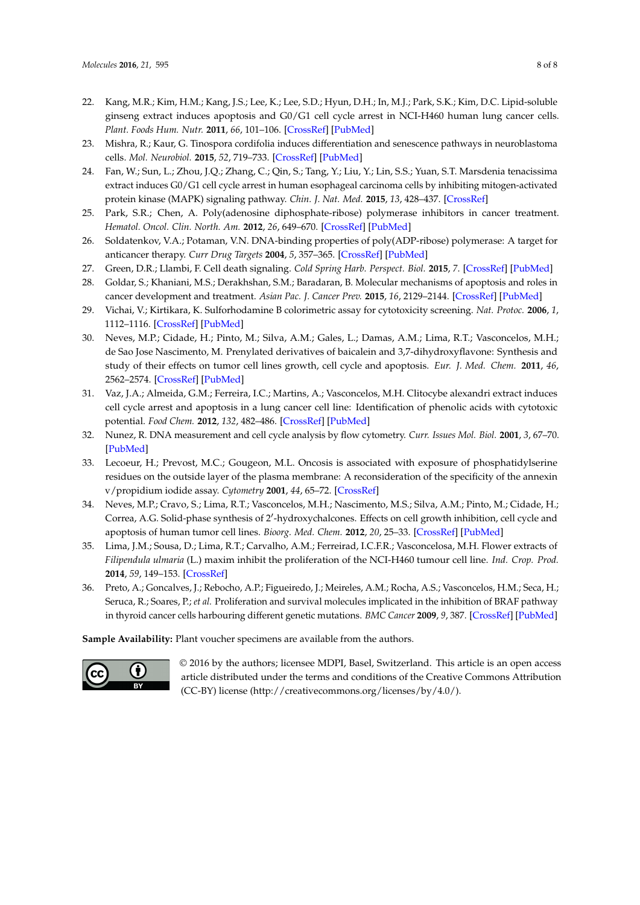22. Kang, M.R.; Kim, H.M.; Kang, J.S.; Lee, K.; Lee, S.D.; Hyun, D.H.; In, M.J.; Park, S.K.; Kim, D.C. Lipid-soluble ginseng extract induces apoptosis and G0/G1 cell cycle arrest in NCI-H460 human lung cancer cells. *Plant. Foods Hum. Nutr.* **2011**, *66*, 101–106. [CrossRef] [PubMed]
23. Mishra, R.; Kaur, G. Tinospora cordifolia induces differentiation and senescence pathways in neuroblastoma cells. *Mol. Neurobiol.* **2015**, *52*, 719–733. [CrossRef] [PubMed]
24. Fan, W.; Sun, L.; Zhou, J.Q.; Zhang, C.; Qin, S.; Tang, Y.; Liu, Y.; Lin, S.S.; Yuan, S.T. Marsdenia tenacissima extract induces G0/G1 cell cycle arrest in human esophageal carcinoma cells by inhibiting mitogen-activated protein kinase (MAPK) signaling pathway. *Chin. J. Nat. Med.* **2015**, *13*, 428–437. [CrossRef]
25. Park, S.R.; Chen, A. Poly(adenosine diphosphate-ribose) polymerase inhibitors in cancer treatment. *Hematol. Oncol. Clin. North. Am.* **2012**, *26*, 649–670. [CrossRef] [PubMed]
26. Soldatenkov, V.A.; Potaman, V.N. DNA-binding properties of poly(ADP-ribose) polymerase: A target for anticancer therapy. *Curr Drug Targets* **2004**, *5*, 357–365. [CrossRef] [PubMed]
27. Green, D.R.; Llambi, F. Cell death signaling. *Cold Spring Harb. Perspect. Biol.* **2015**, *7*. [CrossRef] [PubMed]
28. Goldar, S.; Khaniani, M.S.; Derakhshan, S.M.; Baradaran, B. Molecular mechanisms of apoptosis and roles in cancer development and treatment. *Asian Pac. J. Cancer Prev.* **2015**, *16*, 2129–2144. [CrossRef] [PubMed]
29. Vichai, V.; Kirtikara, K. Sulforhodamine B colorimetric assay for cytotoxicity screening. *Nat. Protoc.* **2006**, *1*, 1112–1116. [CrossRef] [PubMed]
30. Neves, M.P.; Cidade, H.; Pinto, M.; Silva, A.M.; Gales, L.; Damas, A.M.; Lima, R.T.; Vasconcelos, M.H.; de Sao Jose Nascimento, M. Prenylated derivatives of baicalein and 3,7-dihydroxyflavone: Synthesis and study of their effects on tumor cell lines growth, cell cycle and apoptosis. *Eur. J. Med. Chem.* **2011**, *46*, 2562–2574. [CrossRef] [PubMed]
31. Vaz, J.A.; Almeida, G.M.; Ferreira, I.C.; Martins, A.; Vasconcelos, M.H. Clitocybe alexandri extract induces cell cycle arrest and apoptosis in a lung cancer cell line: Identification of phenolic acids with cytotoxic potential. *Food Chem.* **2012**, *132*, 482–486. [CrossRef] [PubMed]
32. Nunez, R. DNA measurement and cell cycle analysis by flow cytometry. *Curr. Issues Mol. Biol.* **2001**, *3*, 67–70. [PubMed]
33. Lecoeur, H.; Prevost, M.C.; Gougeon, M.L. Oncosis is associated with exposure of phosphatidylserine residues on the outside layer of the plasma membrane: A reconsideration of the specificity of the annexin v/propidium iodide assay. *Cytometry* **2001**, *44*, 65–72. [CrossRef]
34. Neves, M.P.; Cravo, S.; Lima, R.T.; Vasconcelos, M.H.; Nascimento, M.S.; Silva, A.M.; Pinto, M.; Cidade, H.; Correa, A.G. Solid-phase synthesis of 2′-hydroxychalcones. Effects on cell growth inhibition, cell cycle and apoptosis of human tumor cell lines. *Bioorg. Med. Chem.* **2012**, *20*, 25–33. [CrossRef] [PubMed]
35. Lima, J.M.; Sousa, D.; Lima, R.T.; Carvalho, A.M.; Ferreirad, I.C.F.R.; Vasconcelosa, M.H. Flower extracts of *Filipendula ulmaria* (L.) maxim inhibit the proliferation of the NCI-H460 tumour cell line. *Ind. Crop. Prod.* **2014**, *59*, 149–153. [CrossRef]
36. Preto, A.; Goncalves, J.; Rebocho, A.P.; Figueiredo, J.; Meireles, A.M.; Rocha, A.S.; Vasconcelos, H.M.; Seca, H.; Seruca, R.; Soares, P.; *et al.* Proliferation and survival molecules implicated in the inhibition of BRAF pathway in thyroid cancer cells harbouring different genetic mutations. *BMC Cancer* **2009**, *9*, 387. [CrossRef] [PubMed]

**Sample Availability:** Plant voucher specimens are available from the authors.

© 2016 by the authors; licensee MDPI, Basel, Switzerland. This article is an open access article distributed under the terms and conditions of the Creative Commons Attribution (CC-BY) license (http://creativecommons.org/licenses/by/4.0/).